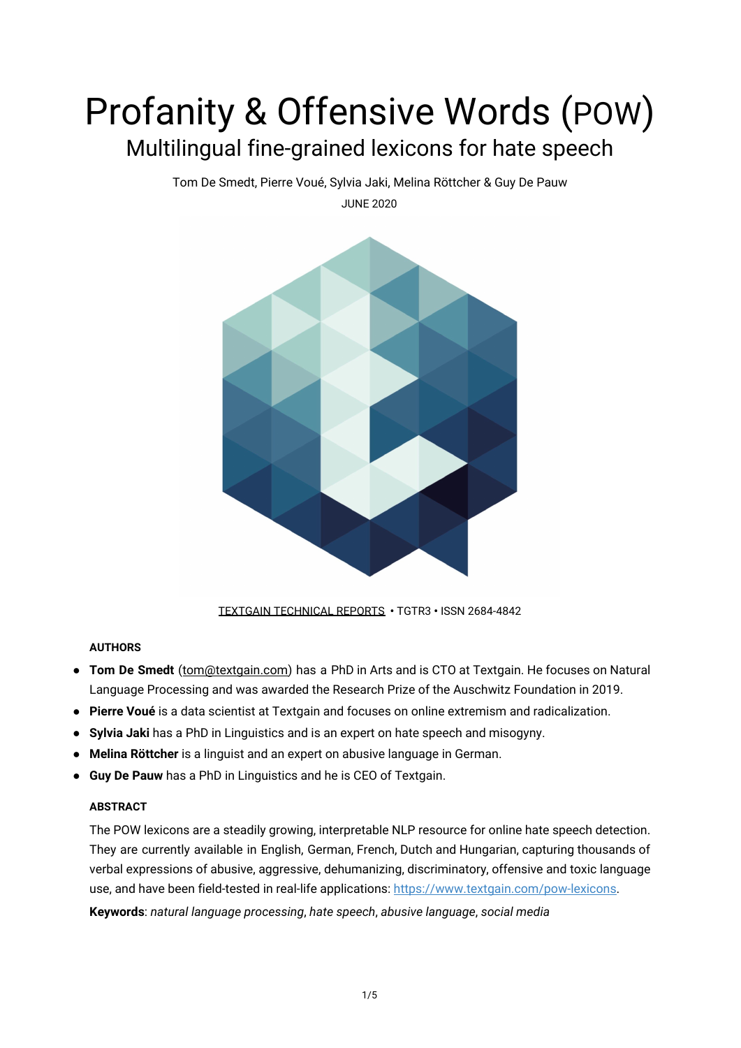# Profanity & Offensive Words (POW)

## Multilingual fine-grained lexicons for hate speech

Tom De Smedt, Pierre Voué, Sylvia Jaki, Melina Röttcher & Guy De Pauw

JUNE 2020

TEXTGAIN TECHNICAL REPORTS • TGTR3 • ISSN 2684-4842

#### AUTHORS

- **Tom De Smedt** (tom@textgain.com) has a PhD in Arts and is CTO at Textgain. He focuses on Natural Language Processing and was awarded the Research Prize of the Auschwitz Foundation in 2019.
- **Pierre Voué** is a data scientist at Textgain and focuses on online extremism and radicalization.
- **Sylvia Jaki** has a PhD in Linguistics and is an expert on hate speech and misogyny.
- **Melina Röttcher** is a linguist and an expert on abusive language in German.
- **Guy De Pauw** has a PhD in Linguistics and he is CEO of Textgain.

#### ABSTRACT

The POW lexicons are a steadily growing, interpretable NLP resource for online hate speech detection. They are currently available in English, German, French, Dutch and Hungarian, capturing thousands of verbal expressions of abusive, aggressive, dehumanizing, discriminatory, offensive and toxic language use, and have been field-tested in real-life applications: https://www.textgain.com/pow-lexicons.

**Keywords**: *natural language processing*, *hate speech*, *abusive language*, *social media*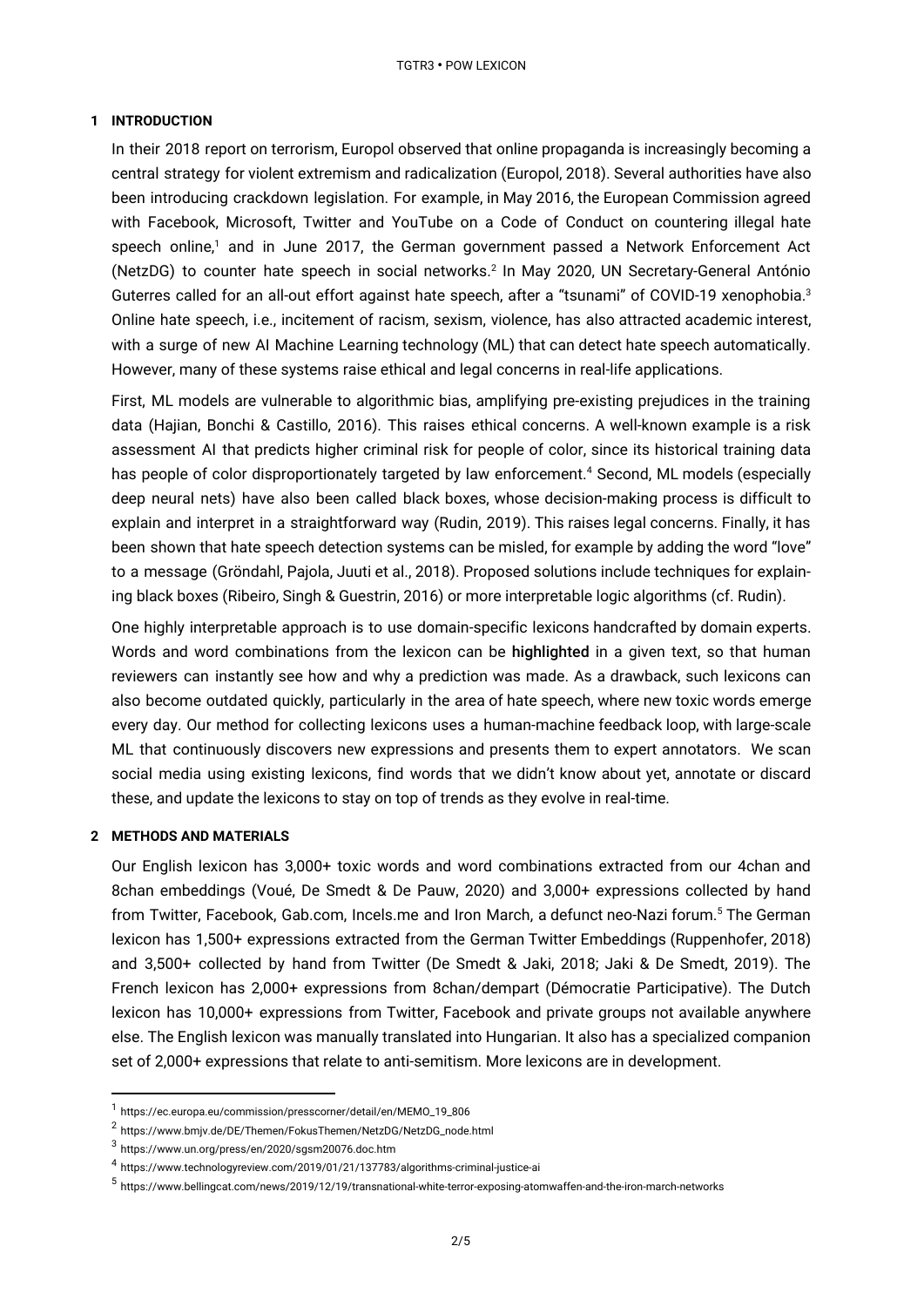## 1 INTRODUCTION

In their 2018 report on terrorism, Europol observed that online propaganda is increasingly becoming a central strategy for violent extremism and radicalization (Europol, 2018). Several authorities have also been introducing crackdown legislation. For example, in May 2016, the European Commission agreed with Facebook, Microsoft, Twitter and YouTube on a Code of Conduct on countering illegal hate speech online,[1] and in June 2017, the German government passed a Network Enforcement Act (NetzDG) to counter hate speech in social networks.[2] In May 2020, UN Secretary-General António Guterres called for an all-out effort against hate speech, after a "tsunami" of COVID-19 xenophobia.[3] Online hate speech, i.e., incitement of racism, sexism, violence, has also attracted academic interest, with a surge of new AI Machine Learning technology (ML) that can detect hate speech automatically. However, many of these systems raise ethical and legal concerns in real-life applications.

First, ML models are vulnerable to algorithmic bias, amplifying pre-existing prejudices in the training data (Hajian, Bonchi & Castillo, 2016). This raises ethical concerns. A well-known example is a risk assessment AI that predicts higher criminal risk for people of color, since its historical training data has people of color disproportionately targeted by law enforcement.[4] Second, ML models (especially deep neural nets) have also been called black boxes, whose decision-making process is difficult to explain and interpret in a straightforward way (Rudin, 2019). This raises legal concerns. Finally, it has been shown that hate speech detection systems can be misled, for example by adding the word "love" to a message (Gröndahl, Pajola, Juuti et al., 2018). Proposed solutions include techniques for explaining black boxes (Ribeiro, Singh & Guestrin, 2016) or more interpretable logic algorithms (cf. Rudin).

One highly interpretable approach is to use domain-specific lexicons handcrafted by domain experts. Words and word combinations from the lexicon can be **highlighted** in a given text, so that human reviewers can instantly see how and why a prediction was made. As a drawback, such lexicons can also become outdated quickly, particularly in the area of hate speech, where new toxic words emerge every day. Our method for collecting lexicons uses a human-machine feedback loop, with large-scale ML that continuously discovers new expressions and presents them to expert annotators. We scan social media using existing lexicons, find words that we didn't know about yet, annotate or discard these, and update the lexicons to stay on top of trends as they evolve in real-time.

## 2 METHODS AND MATERIALS

Our English lexicon has 3,000+ toxic words and word combinations extracted from our 4chan and 8chan embeddings (Voué, De Smedt & De Pauw, 2020) and 3,000+ expressions collected by hand from Twitter, Facebook, Gab.com, Incels.me and Iron March, a defunct neo-Nazi forum.[5] The German lexicon has 1,500+ expressions extracted from the German Twitter Embeddings (Ruppenhofer, 2018) and 3,500+ collected by hand from Twitter (De Smedt & Jaki, 2018; Jaki & De Smedt, 2019). The French lexicon has 2,000+ expressions from 8chan/dempart (Démocratie Participative). The Dutch lexicon has 10,000+ expressions from Twitter, Facebook and private groups not available anywhere else. The English lexicon was manually translated into Hungarian. It also has a specialized companion set of 2,000+ expressions that relate to anti-semitism. More lexicons are in development.

---

[1] https://ec.europa.eu/commission/presscorner/detail/en/MEMO_19_806

[2] https://www.bmjv.de/DE/Themen/FokusThemen/NetzDG/NetzDG_node.html

[3] https://www.un.org/press/en/2020/sgsm20076.doc.htm

[4] https://www.technologyreview.com/2019/01/21/137783/algorithms-criminal-justice-ai

[5] https://www.bellingcat.com/news/2019/12/19/transnational-white-terror-exposing-atomwaffen-and-the-iron-march-networks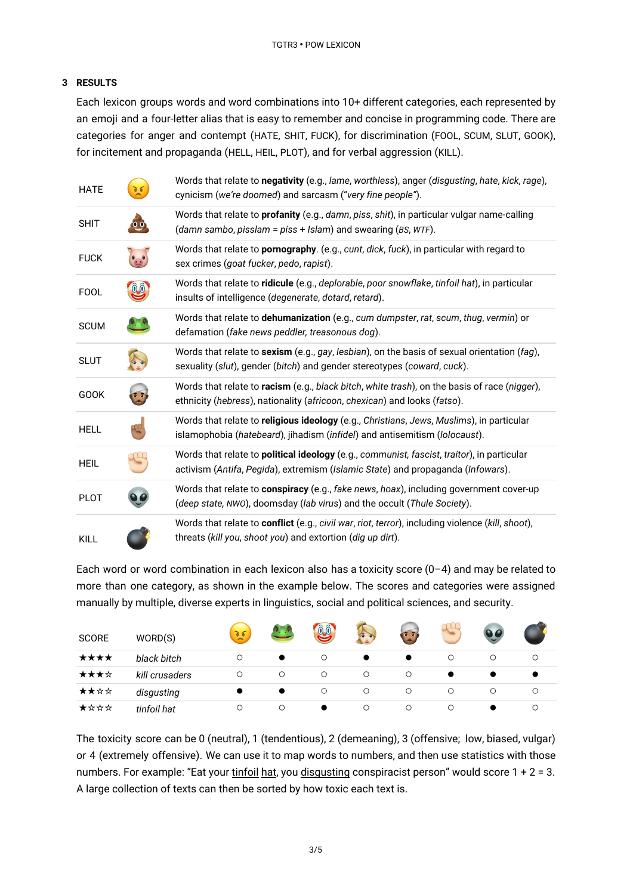## 3 RESULTS

Each lexicon groups words and word combinations into 10+ different categories, each represented by an emoji and a four-letter alias that is easy to remember and concise in programming code. There are categories for anger and contempt (HATE, SHIT, FUCK), for discrimination (FOOL, SCUM, SLUT, GOOK), for incitement and propaganda (HELL, HEIL, PLOT), and for verbal aggression (KILL).

| | | |
|---|---|---|
| HATE | 😠 | Words that relate to **negativity** (e.g., *lame*, *worthless*), anger (*disgusting*, *hate*, *kick*, *rage*), cynicism (*we're doomed*) and sarcasm ("*very fine people*"). |
| SHIT | 💩 | Words that relate to **profanity** (e.g., *damn*, *piss*, *shit*), in particular vulgar name-calling (*damn sambo*, *pisslam* = *piss* + *Islam*) and swearing (*BS*, *WTF*). |
| FUCK | 🐷 | Words that relate to **pornography**. (e.g., *cunt*, *dick*, *fuck*), in particular with regard to sex crimes (*goat fucker*, *pedo*, *rapist*). |
| FOOL | 🤡 | Words that relate to **ridicule** (e.g., *deplorable*, *poor snowflake*, *tinfoil hat*), in particular insults of intelligence (*degenerate*, *dotard*, *retard*). |
| SCUM | 🐸 | Words that relate to **dehumanization** (e.g., *cum dumpster*, *rat*, *scum*, *thug*, *vermin*) or defamation (*fake news peddler, treasonous dog*). |
| SLUT | 👱‍♀️ | Words that relate to **sexism** (e.g., *gay*, *lesbian*), on the basis of sexual orientation (*fag*), sexuality (*slut*), gender (*bitch*) and gender stereotypes (*coward*, *cuck*). |
| GOOK | 👳🏾 | Words that relate to **racism** (e.g., *black bitch*, *white trash*), on the basis of race (*nigger*), ethnicity (*hebress*), nationality (*africoon*, *chexican*) and looks (*fatso*). |
| HELL | ☝🏽 | Words that relate to **religious ideology** (e.g., *Christians*, *Jews*, *Muslims*), in particular islamophobia (*hatebeard*), jihadism (*infidel*) and antisemitism (*lolocaust*). |
| HEIL | ✊🏻 | Words that relate to **political ideology** (e.g., *communist, fascist*, *traitor*), in particular activism (*Antifa*, *Pegida*), extremism (*Islamic State*) and propaganda (*Infowars*). |
| PLOT | 👽 | Words that relate to **conspiracy** (e.g., *fake news*, *hoax*), including government cover-up (*deep state, NWO*), doomsday (*lab virus*) and the occult (*Thule Society*). |
| KILL | 💣 | Words that relate to **conflict** (e.g., *civil war*, *riot*, *terror*), including violence (*kill*, *shoot*), threats (*kill you*, *shoot you*) and extortion (*dig up dirt*). |

Each word or word combination in each lexicon also has a toxicity score (0–4) and may be related to more than one category, as shown in the example below. The scores and categories were assigned manually by multiple, diverse experts in linguistics, social and political sciences, and security.

| SCORE | WORD(S) | 😠 | 🐸 | 🤡 | 👱‍♀️ | 👳🏾 | ✊🏻 | 👽 | 💣 |
|---|---|---|---|---|---|---|---|---|---|
| ★★★★ | *black bitch* | ○ | ● | ○ | ● | ● | ○ | ○ | ○ |
| ★★★☆ | *kill crusaders* | ○ | ○ | ○ | ○ | ○ | ● | ● | ● |
| ★★☆☆ | *disgusting* | ● | ● | ○ | ○ | ○ | ○ | ○ | ○ |
| ★☆☆☆ | *tinfoil hat* | ○ | ○ | ● | ○ | ○ | ○ | ● | ○ |

The toxicity score can be 0 (neutral), 1 (tendentious), 2 (demeaning), 3 (offensive; low, biased, vulgar) or 4 (extremely offensive). We can use it to map words to numbers, and then use statistics with those numbers. For example: "Eat your tinfoil hat, you disgusting conspiracist person" would score 1 + 2 = 3. A large collection of texts can then be sorted by how toxic each text is.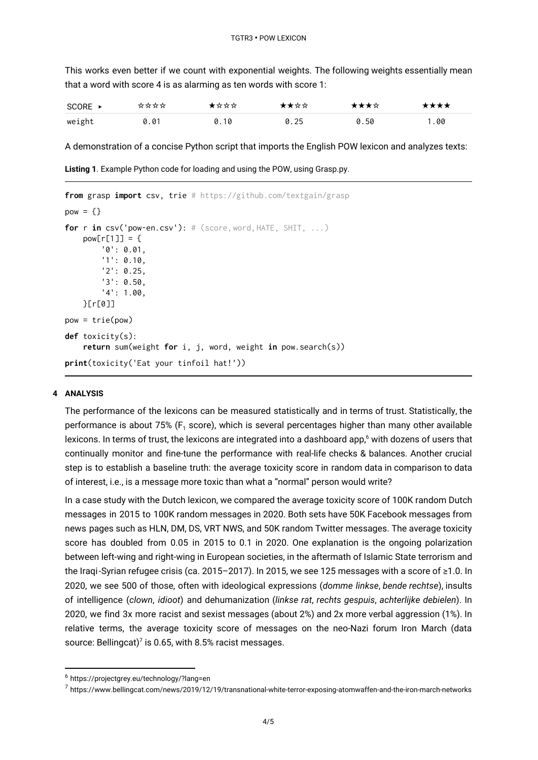This works even better if we count with exponential weights. The following weights essentially mean that a word with score 4 is as alarming as ten words with score 1:

| SCORE ▸ | ☆☆☆☆ | ★☆☆☆ | ★★☆☆ | ★★★☆ | ★★★★ |
|---|---|---|---|---|---|
| weight | 0.01 | 0.10 | 0.25 | 0.50 | 1.00 |

A demonstration of a concise Python script that imports the English POW lexicon and analyzes texts:

**Listing 1**. Example Python code for loading and using the POW, using Grasp.py.

```
from grasp import csv, trie # https://github.com/textgain/grasp

pow = {}

for r in csv('pow-en.csv'): # (score,word,HATE, SHIT, ...)
    pow[r[1]] = {
        '0': 0.01,
        '1': 0.10,
        '2': 0.25,
        '3': 0.50,
        '4': 1.00,
    }[r[0]]

pow = trie(pow)

def toxicity(s):
    return sum(weight for i, j, word, weight in pow.search(s))

print(toxicity('Eat your tinfoil hat!'))
```

## 4 ANALYSIS

The performance of the lexicons can be measured statistically and in terms of trust. Statistically, the performance is about 75% ($F_1$ score), which is several percentages higher than many other available lexicons. In terms of trust, the lexicons are integrated into a dashboard app,[6] with dozens of users that continually monitor and fine-tune the performance with real-life checks & balances. Another crucial step is to establish a baseline truth: the average toxicity score in random data in comparison to data of interest, i.e., is a message more toxic than what a "normal" person would write?

In a case study with the Dutch lexicon, we compared the average toxicity score of 100K random Dutch messages in 2015 to 100K random messages in 2020. Both sets have 50K Facebook messages from news pages such as HLN, DM, DS, VRT NWS, and 50K random Twitter messages. The average toxicity score has doubled from 0.05 in 2015 to 0.1 in 2020. One explanation is the ongoing polarization between left-wing and right-wing in European societies, in the aftermath of Islamic State terrorism and the Iraqi-Syrian refugee crisis (ca. 2015–2017). In 2015, we see 125 messages with a score of ≥1.0. In 2020, we see 500 of those, often with ideological expressions (*domme linkse*, *bende rechtse*), insults of intelligence (*clown*, *idioot*) and dehumanization (*linkse rat*, *rechts gespuis*, *achterlijke debielen*). In 2020, we find 3x more racist and sexist messages (about 2%) and 2x more verbal aggression (1%). In relative terms, the average toxicity score of messages on the neo-Nazi forum Iron March (data source: Bellingcat)[7] is 0.65, with 8.5% racist messages.

---

[6] https://projectgrey.eu/technology/?lang=en

[7] https://www.bellingcat.com/news/2019/12/19/transnational-white-terror-exposing-atomwaffen-and-the-iron-march-networks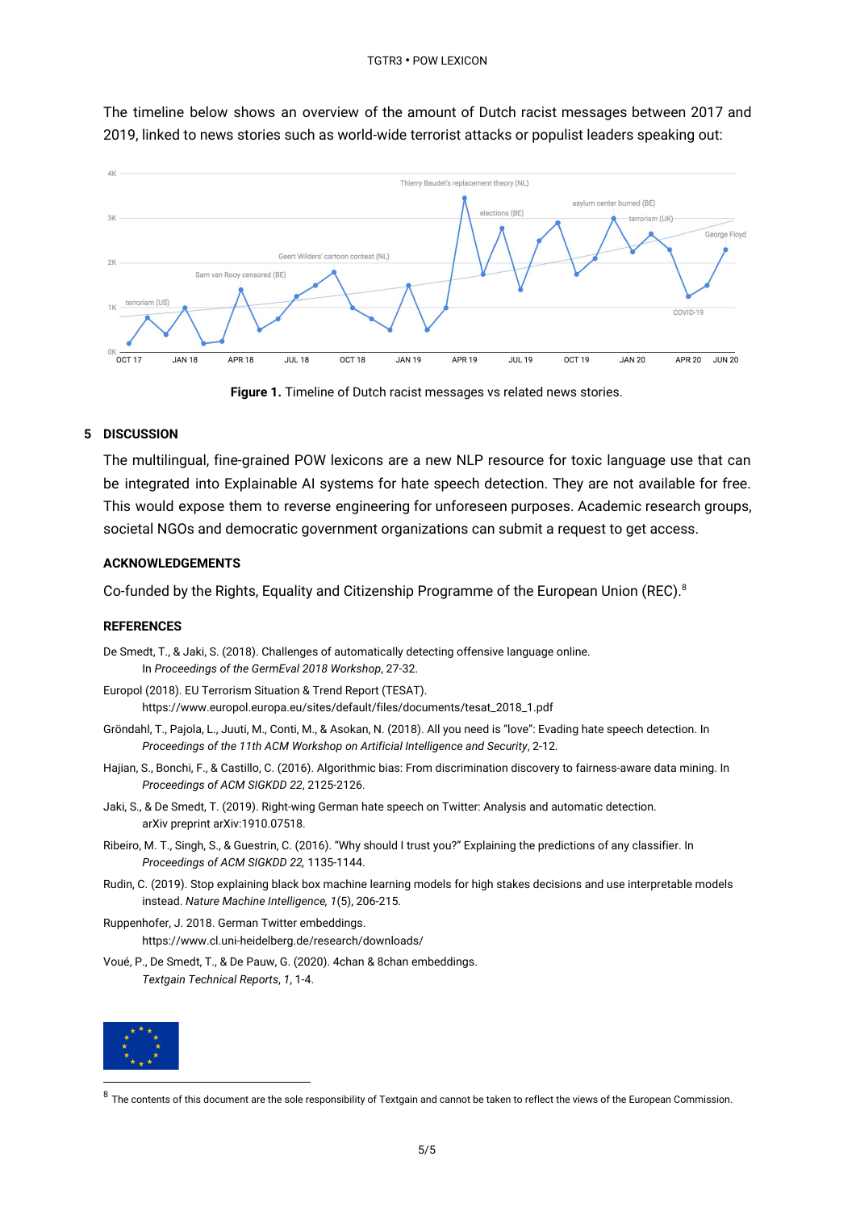The timeline below shows an overview of the amount of Dutch racist messages between 2017 and 2019, linked to news stories such as world-wide terrorist attacks or populist leaders speaking out:

4K
3K
2K
1K
0K

OCT 17 JAN 18 APR 18 JUL 18 OCT 18 JAN 19 APR 19 JUL 19 OCT 19 JAN 20 APR 20 JUN 20

terrorism (US)
Sam van Rooy censored (BE)
Geert Wilders' cartoon contest (NL)
Thierry Baudet's replacement theory (NL)
elections (BE)
asylum center burned (BE)
terrorism (UK)
George Floyd
COVID-19

**Figure 1.** Timeline of Dutch racist messages vs related news stories.

## 5 DISCUSSION

The multilingual, fine-grained POW lexicons are a new NLP resource for toxic language use that can be integrated into Explainable AI systems for hate speech detection. They are not available for free. This would expose them to reverse engineering for unforeseen purposes. Academic research groups, societal NGOs and democratic government organizations can submit a request to get access.

### ACKNOWLEDGEMENTS

Co-funded by the Rights, Equality and Citizenship Programme of the European Union (REC).[8]

### REFERENCES

De Smedt, T., & Jaki, S. (2018). Challenges of automatically detecting offensive language online. In *Proceedings of the GermEval 2018 Workshop*, 27-32.

Europol (2018). EU Terrorism Situation & Trend Report (TESAT). https://www.europol.europa.eu/sites/default/files/documents/tesat_2018_1.pdf

Gröndahl, T., Pajola, L., Juuti, M., Conti, M., & Asokan, N. (2018). All you need is "love": Evading hate speech detection. In *Proceedings of the 11th ACM Workshop on Artificial Intelligence and Security*, 2-12.

Hajian, S., Bonchi, F., & Castillo, C. (2016). Algorithmic bias: From discrimination discovery to fairness-aware data mining. In *Proceedings of ACM SIGKDD 22*, 2125-2126.

Jaki, S., & De Smedt, T. (2019). Right-wing German hate speech on Twitter: Analysis and automatic detection. arXiv preprint arXiv:1910.07518.

Ribeiro, M. T., Singh, S., & Guestrin, C. (2016). "Why should I trust you?" Explaining the predictions of any classifier. In *Proceedings of ACM SIGKDD 22,* 1135-1144.

Rudin, C. (2019). Stop explaining black box machine learning models for high stakes decisions and use interpretable models instead. *Nature Machine Intelligence, 1*(5), 206-215.

Ruppenhofer, J. 2018. German Twitter embeddings. https://www.cl.uni-heidelberg.de/research/downloads/

Voué, P., De Smedt, T., & De Pauw, G. (2020). 4chan & 8chan embeddings. *Textgain Technical Reports*, *1*, 1-4.

[8] The contents of this document are the sole responsibility of Textgain and cannot be taken to reflect the views of the European Commission.